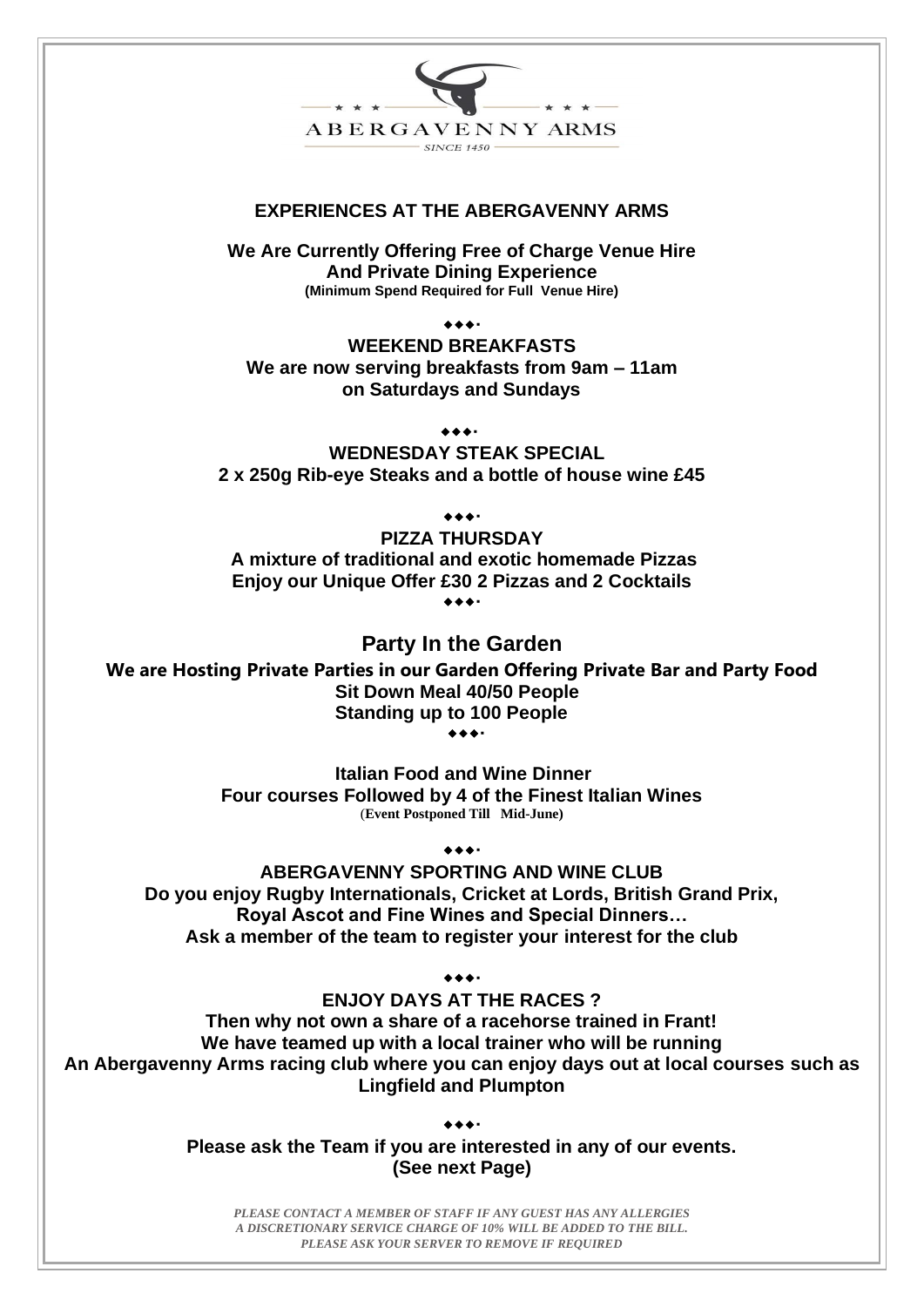ABERGAVENNY ARMS

SINCE 1450

## EXPERIENCES AT THE ABERGAVENNY ARMS

**We Are Currently Offering Free of Charge Venue Hire**
**And Private Dining Experience**
**(Minimum Spend Required for Full Venue Hire)**

◆◆◆·

**WEEKEND BREAKFASTS**
**We are now serving breakfasts from 9am – 11am**
**on Saturdays and Sundays**

◆◆◆·

**WEDNESDAY STEAK SPECIAL**
**2 x 250g Rib-eye Steaks and a bottle of house wine £45**

◆◆◆·

**PIZZA THURSDAY**
**A mixture of traditional and exotic homemade Pizzas**
**Enjoy our Unique Offer £30 2 Pizzas and 2 Cocktails**

◆◆◆·

## Party In the Garden

**We are Hosting Private Parties in our Garden Offering Private Bar and Party Food**
**Sit Down Meal 40/50 People**
**Standing up to 100 People**

◆◆◆·

**Italian Food and Wine Dinner**
**Four courses Followed by 4 of the Finest Italian Wines**
**(Event Postponed Till Mid-June)**

◆◆◆·

**ABERGAVENNY SPORTING AND WINE CLUB**
**Do you enjoy Rugby Internationals, Cricket at Lords, British Grand Prix,**
**Royal Ascot and Fine Wines and Special Dinners…**
**Ask a member of the team to register your interest for the club**

◆◆◆·

**ENJOY DAYS AT THE RACES ?**
**Then why not own a share of a racehorse trained in Frant!**
**We have teamed up with a local trainer who will be running**
**An Abergavenny Arms racing club where you can enjoy days out at local courses such as Lingfield and Plumpton**

◆◆◆·

**Please ask the Team if you are interested in any of our events.**
**(See next Page)**

***PLEASE CONTACT A MEMBER OF STAFF IF ANY GUEST HAS ANY ALLERGIES***
***A DISCRETIONARY SERVICE CHARGE OF 10% WILL BE ADDED TO THE BILL.***
***PLEASE ASK YOUR SERVER TO REMOVE IF REQUIRED***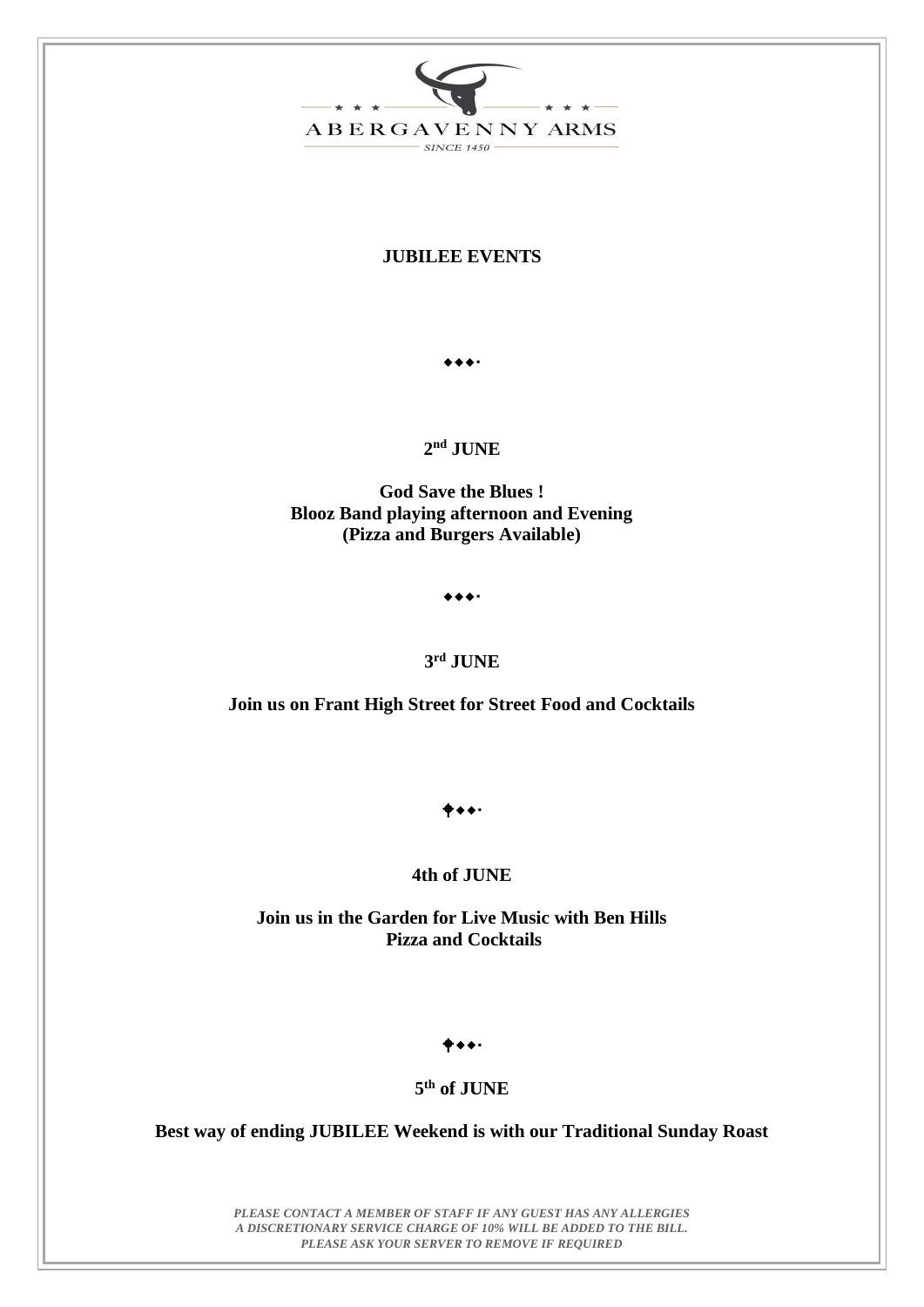ABERGAVENNY ARMS

SINCE 1450

# JUBILEE EVENTS

◆◆◆·

## 2nd JUNE

**God Save the Blues !**
**Blooz Band playing afternoon and Evening**
**(Pizza and Burgers Available)**

◆◆◆·

## 3rd JUNE

**Join us on Frant High Street for Street Food and Cocktails**

◆◆◆·

## 4th of JUNE

**Join us in the Garden for Live Music with Ben Hills**
**Pizza and Cocktails**

◆◆◆·

## 5th of JUNE

**Best way of ending JUBILEE Weekend is with our Traditional Sunday Roast**

***PLEASE CONTACT A MEMBER OF STAFF IF ANY GUEST HAS ANY ALLERGIES***
***A DISCRETIONARY SERVICE CHARGE OF 10% WILL BE ADDED TO THE BILL.***
***PLEASE ASK YOUR SERVER TO REMOVE IF REQUIRED***